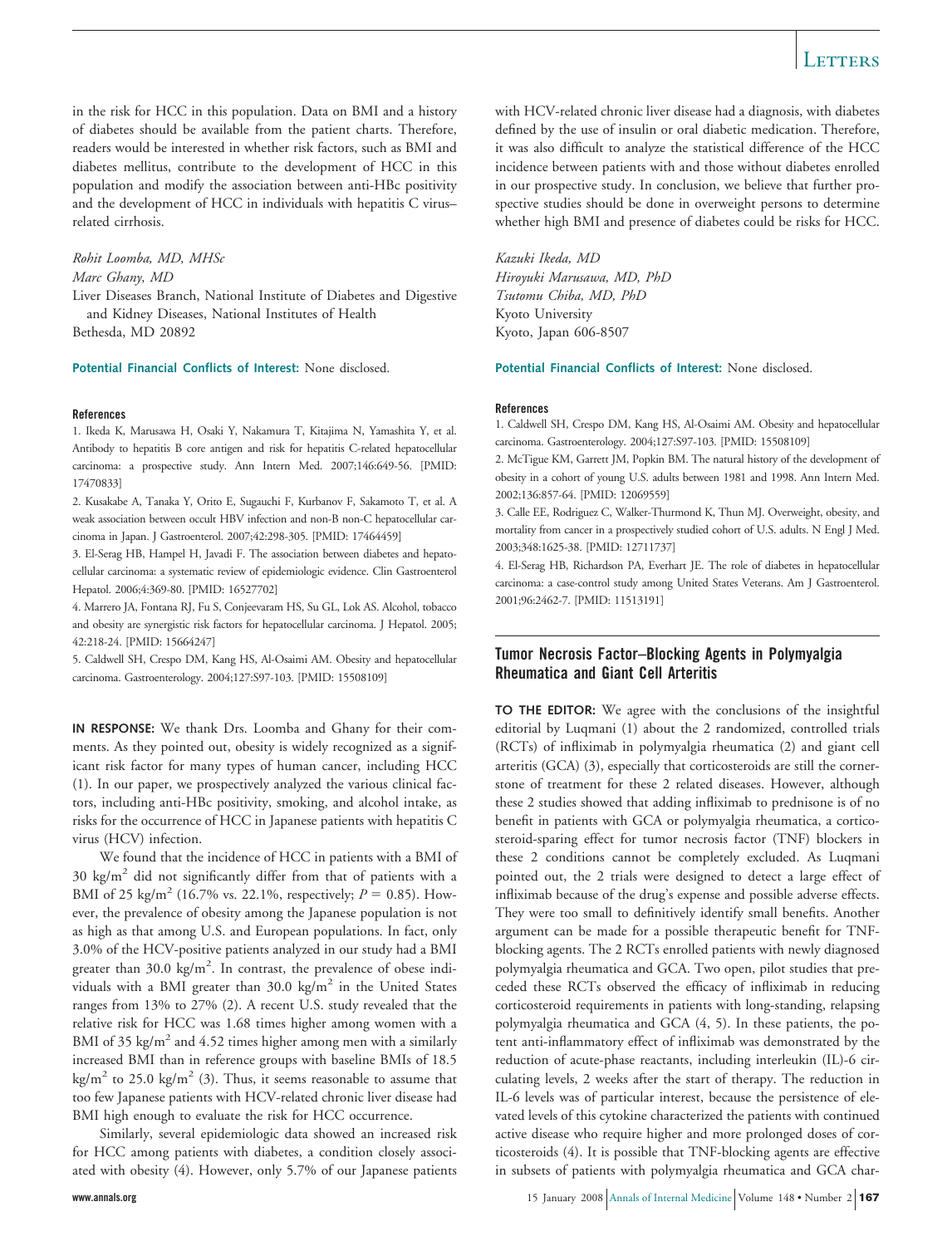in the risk for HCC in this population. Data on BMI and a history of diabetes should be available from the patient charts. Therefore, readers would be interested in whether risk factors, such as BMI and diabetes mellitus, contribute to the development of HCC in this population and modify the association between anti-HBc positivity and the development of HCC in individuals with hepatitis C virus–related cirrhosis.

*Rohit Loomba, MD, MHSc*
*Marc Ghany, MD*
Liver Diseases Branch, National Institute of Diabetes and Digestive and Kidney Diseases, National Institutes of Health
Bethesda, MD 20892

**Potential Financial Conflicts of Interest:** None disclosed.

#### References

1. Ikeda K, Marusawa H, Osaki Y, Nakamura T, Kitajima N, Yamashita Y, et al. Antibody to hepatitis B core antigen and risk for hepatitis C-related hepatocellular carcinoma: a prospective study. Ann Intern Med. 2007;146:649-56. [PMID: 17470833]
2. Kusakabe A, Tanaka Y, Orito E, Sugauchi F, Kurbanov F, Sakamoto T, et al. A weak association between occult HBV infection and non-B non-C hepatocellular carcinoma in Japan. J Gastroenterol. 2007;42:298-305. [PMID: 17464459]
3. El-Serag HB, Hampel H, Javadi F. The association between diabetes and hepatocellular carcinoma: a systematic review of epidemiologic evidence. Clin Gastroenterol Hepatol. 2006;4:369-80. [PMID: 16527702]
4. Marrero JA, Fontana RJ, Fu S, Conjeevaram HS, Su GL, Lok AS. Alcohol, tobacco and obesity are synergistic risk factors for hepatocellular carcinoma. J Hepatol. 2005; 42:218-24. [PMID: 15664247]
5. Caldwell SH, Crespo DM, Kang HS, Al-Osaimi AM. Obesity and hepatocellular carcinoma. Gastroenterology. 2004;127:S97-103. [PMID: 15508109]

**IN RESPONSE:** We thank Drs. Loomba and Ghany for their comments. As they pointed out, obesity is widely recognized as a significant risk factor for many types of human cancer, including HCC (1). In our paper, we prospectively analyzed the various clinical factors, including anti-HBc positivity, smoking, and alcohol intake, as risks for the occurrence of HCC in Japanese patients with hepatitis C virus (HCV) infection.

We found that the incidence of HCC in patients with a BMI of 30 kg/m$^2$ did not significantly differ from that of patients with a BMI of 25 kg/m$^2$ (16.7% vs. 22.1%, respectively; $P = 0.85$). However, the prevalence of obesity among the Japanese population is not as high as that among U.S. and European populations. In fact, only 3.0% of the HCV-positive patients analyzed in our study had a BMI greater than 30.0 kg/m$^2$. In contrast, the prevalence of obese individuals with a BMI greater than 30.0 kg/m$^2$ in the United States ranges from 13% to 27% (2). A recent U.S. study revealed that the relative risk for HCC was 1.68 times higher among women with a BMI of 35 kg/m$^2$ and 4.52 times higher among men with a similarly increased BMI than in reference groups with baseline BMIs of 18.5 kg/m$^2$ to 25.0 kg/m$^2$ (3). Thus, it seems reasonable to assume that too few Japanese patients with HCV-related chronic liver disease had BMI high enough to evaluate the risk for HCC occurrence.

Similarly, several epidemiologic data showed an increased risk for HCC among patients with diabetes, a condition closely associated with obesity (4). However, only 5.7% of our Japanese patients with HCV-related chronic liver disease had a diagnosis, with diabetes defined by the use of insulin or oral diabetic medication. Therefore, it was also difficult to analyze the statistical difference of the HCC incidence between patients with and those without diabetes enrolled in our prospective study. In conclusion, we believe that further prospective studies should be done in overweight persons to determine whether high BMI and presence of diabetes could be risks for HCC.

*Kazuki Ikeda, MD*
*Hiroyuki Marusawa, MD, PhD*
*Tsutomu Chiba, MD, PhD*
Kyoto University
Kyoto, Japan 606-8507

**Potential Financial Conflicts of Interest:** None disclosed.

#### References

1. Caldwell SH, Crespo DM, Kang HS, Al-Osaimi AM. Obesity and hepatocellular carcinoma. Gastroenterology. 2004;127:S97-103. [PMID: 15508109]
2. McTigue KM, Garrett JM, Popkin BM. The natural history of the development of obesity in a cohort of young U.S. adults between 1981 and 1998. Ann Intern Med. 2002;136:857-64. [PMID: 12069559]
3. Calle EE, Rodriguez C, Walker-Thurmond K, Thun MJ. Overweight, obesity, and mortality from cancer in a prospectively studied cohort of U.S. adults. N Engl J Med. 2003;348:1625-38. [PMID: 12711737]
4. El-Serag HB, Richardson PA, Everhart JE. The role of diabetes in hepatocellular carcinoma: a case-control study among United States Veterans. Am J Gastroenterol. 2001;96:2462-7. [PMID: 11513191]

## Tumor Necrosis Factor–Blocking Agents in Polymyalgia Rheumatica and Giant Cell Arteritis

**TO THE EDITOR:** We agree with the conclusions of the insightful editorial by Luqmani (1) about the 2 randomized, controlled trials (RCTs) of infliximab in polymyalgia rheumatica (2) and giant cell arteritis (GCA) (3), especially that corticosteroids are still the cornerstone of treatment for these 2 related diseases. However, although these 2 studies showed that adding infliximab to prednisone is of no benefit in patients with GCA or polymyalgia rheumatica, a corticosteroid-sparing effect for tumor necrosis factor (TNF) blockers in these 2 conditions cannot be completely excluded. As Luqmani pointed out, the 2 trials were designed to detect a large effect of infliximab because of the drug's expense and possible adverse effects. They were too small to definitively identify small benefits. Another argument can be made for a possible therapeutic benefit for TNF-blocking agents. The 2 RCTs enrolled patients with newly diagnosed polymyalgia rheumatica and GCA. Two open, pilot studies that preceded these RCTs observed the efficacy of infliximab in reducing corticosteroid requirements in patients with long-standing, relapsing polymyalgia rheumatica and GCA (4, 5). In these patients, the potent anti-inflammatory effect of infliximab was demonstrated by the reduction of acute-phase reactants, including interleukin (IL)-6 circulating levels, 2 weeks after the start of therapy. The reduction in IL-6 levels was of particular interest, because the persistence of elevated levels of this cytokine characterized the patients with continued active disease who require higher and more prolonged doses of corticosteroids (4). It is possible that TNF-blocking agents are effective in subsets of patients with polymyalgia rheumatica and GCA char-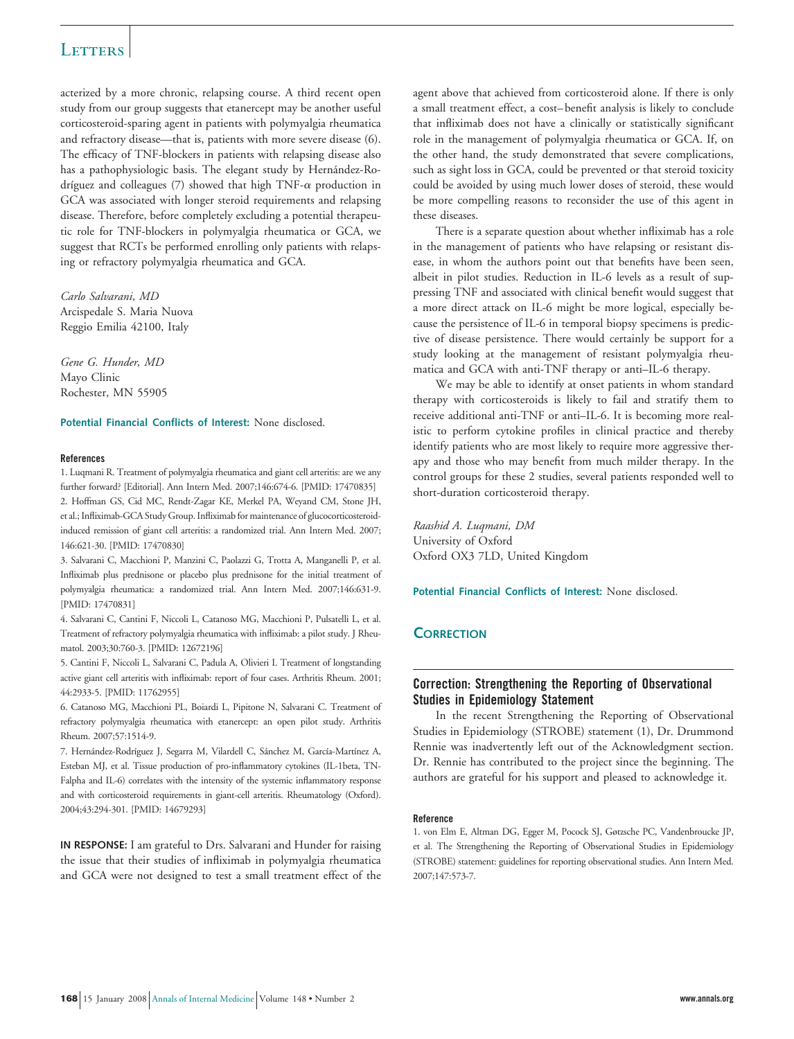acterized by a more chronic, relapsing course. A third recent open study from our group suggests that etanercept may be another useful corticosteroid-sparing agent in patients with polymyalgia rheumatica and refractory disease—that is, patients with more severe disease (6). The efficacy of TNF-blockers in patients with relapsing disease also has a pathophysiologic basis. The elegant study by Hernández-Rodríguez and colleagues (7) showed that high TNF-$\alpha$ production in GCA was associated with longer steroid requirements and relapsing disease. Therefore, before completely excluding a potential therapeutic role for TNF-blockers in polymyalgia rheumatica or GCA, we suggest that RCTs be performed enrolling only patients with relapsing or refractory polymyalgia rheumatica and GCA.

*Carlo Salvarani, MD*
Arcispedale S. Maria Nuova
Reggio Emilia 42100, Italy

*Gene G. Hunder, MD*
Mayo Clinic
Rochester, MN 55905

**Potential Financial Conflicts of Interest:** None disclosed.

#### References

1. Luqmani R. Treatment of polymyalgia rheumatica and giant cell arteritis: are we any further forward? [Editorial]. Ann Intern Med. 2007;146:674-6. [PMID: 17470835]
2. Hoffman GS, Cid MC, Rendt-Zagar KE, Merkel PA, Weyand CM, Stone JH, et al.; Infliximab-GCA Study Group. Infliximab for maintenance of glucocorticosteroid-induced remission of giant cell arteritis: a randomized trial. Ann Intern Med. 2007; 146:621-30. [PMID: 17470830]
3. Salvarani C, Macchioni P, Manzini C, Paolazzi G, Trotta A, Manganelli P, et al. Infliximab plus prednisone or placebo plus prednisone for the initial treatment of polymyalgia rheumatica: a randomized trial. Ann Intern Med. 2007;146:631-9. [PMID: 17470831]
4. Salvarani C, Cantini F, Niccoli L, Catanoso MG, Macchioni P, Pulsatelli L, et al. Treatment of refractory polymyalgia rheumatica with infliximab: a pilot study. J Rheumatol. 2003;30:760-3. [PMID: 12672196]
5. Cantini F, Niccoli L, Salvarani C, Padula A, Olivieri I. Treatment of longstanding active giant cell arteritis with infliximab: report of four cases. Arthritis Rheum. 2001; 44:2933-5. [PMID: 11762955]
6. Catanoso MG, Macchioni PL, Boiardi L, Pipitone N, Salvarani C. Treatment of refractory polymyalgia rheumatica with etanercept: an open pilot study. Arthritis Rheum. 2007;57:1514-9.
7. Hernández-Rodríguez J, Segarra M, Vilardell C, Sánchez M, García-Martínez A, Esteban MJ, et al. Tissue production of pro-inflammatory cytokines (IL-1beta, TNFalpha and IL-6) correlates with the intensity of the systemic inflammatory response and with corticosteroid requirements in giant-cell arteritis. Rheumatology (Oxford). 2004;43:294-301. [PMID: 14679293]

**IN RESPONSE:** I am grateful to Drs. Salvarani and Hunder for raising the issue that their studies of infliximab in polymyalgia rheumatica and GCA were not designed to test a small treatment effect of the agent above that achieved from corticosteroid alone. If there is only a small treatment effect, a cost–benefit analysis is likely to conclude that infliximab does not have a clinically or statistically significant role in the management of polymyalgia rheumatica or GCA. If, on the other hand, the study demonstrated that severe complications, such as sight loss in GCA, could be prevented or that steroid toxicity could be avoided by using much lower doses of steroid, these would be more compelling reasons to reconsider the use of this agent in these diseases.

There is a separate question about whether infliximab has a role in the management of patients who have relapsing or resistant disease, in whom the authors point out that benefits have been seen, albeit in pilot studies. Reduction in IL-6 levels as a result of suppressing TNF and associated with clinical benefit would suggest that a more direct attack on IL-6 might be more logical, especially because the persistence of IL-6 in temporal biopsy specimens is predictive of disease persistence. There would certainly be support for a study looking at the management of resistant polymyalgia rheumatica and GCA with anti-TNF therapy or anti–IL-6 therapy.

We may be able to identify at onset patients in whom standard therapy with corticosteroids is likely to fail and stratify them to receive additional anti-TNF or anti–IL-6. It is becoming more realistic to perform cytokine profiles in clinical practice and thereby identify patients who are most likely to require more aggressive therapy and those who may benefit from much milder therapy. In the control groups for these 2 studies, several patients responded well to short-duration corticosteroid therapy.

*Raashid A. Luqmani, DM*
University of Oxford
Oxford OX3 7LD, United Kingdom

**Potential Financial Conflicts of Interest:** None disclosed.

## Correction

### Correction: Strengthening the Reporting of Observational Studies in Epidemiology Statement

In the recent Strengthening the Reporting of Observational Studies in Epidemiology (STROBE) statement (1), Dr. Drummond Rennie was inadvertently left out of the Acknowledgment section. Dr. Rennie has contributed to the project since the beginning. The authors are grateful for his support and pleased to acknowledge it.

#### Reference

1. von Elm E, Altman DG, Egger M, Pocock SJ, Gøtzsche PC, Vandenbroucke JP, et al. The Strengthening the Reporting of Observational Studies in Epidemiology (STROBE) statement: guidelines for reporting observational studies. Ann Intern Med. 2007;147:573-7.